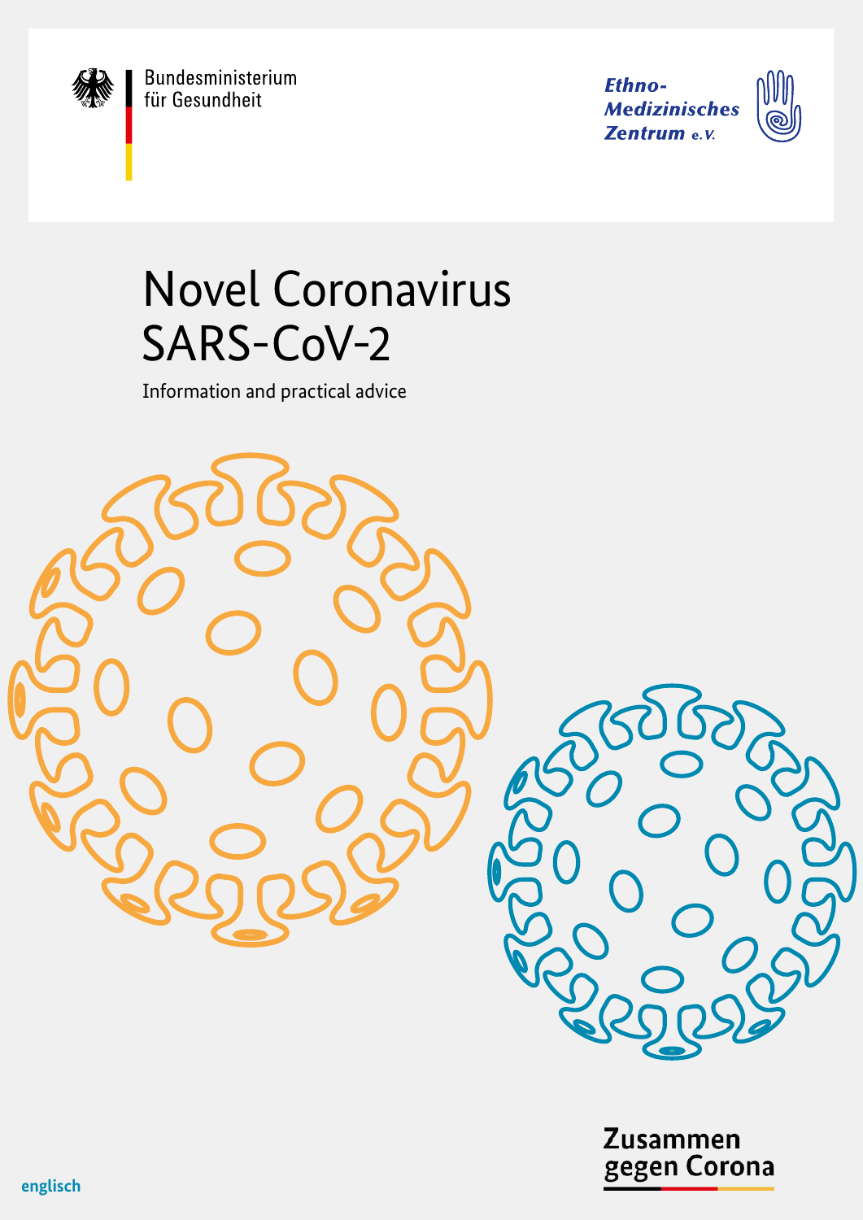Bundesministerium für Gesundheit

Ethno-Medizinisches Zentrum e.V.

# Novel Coronavirus SARS-CoV-2

Information and practical advice

Zusammen gegen Corona

englisch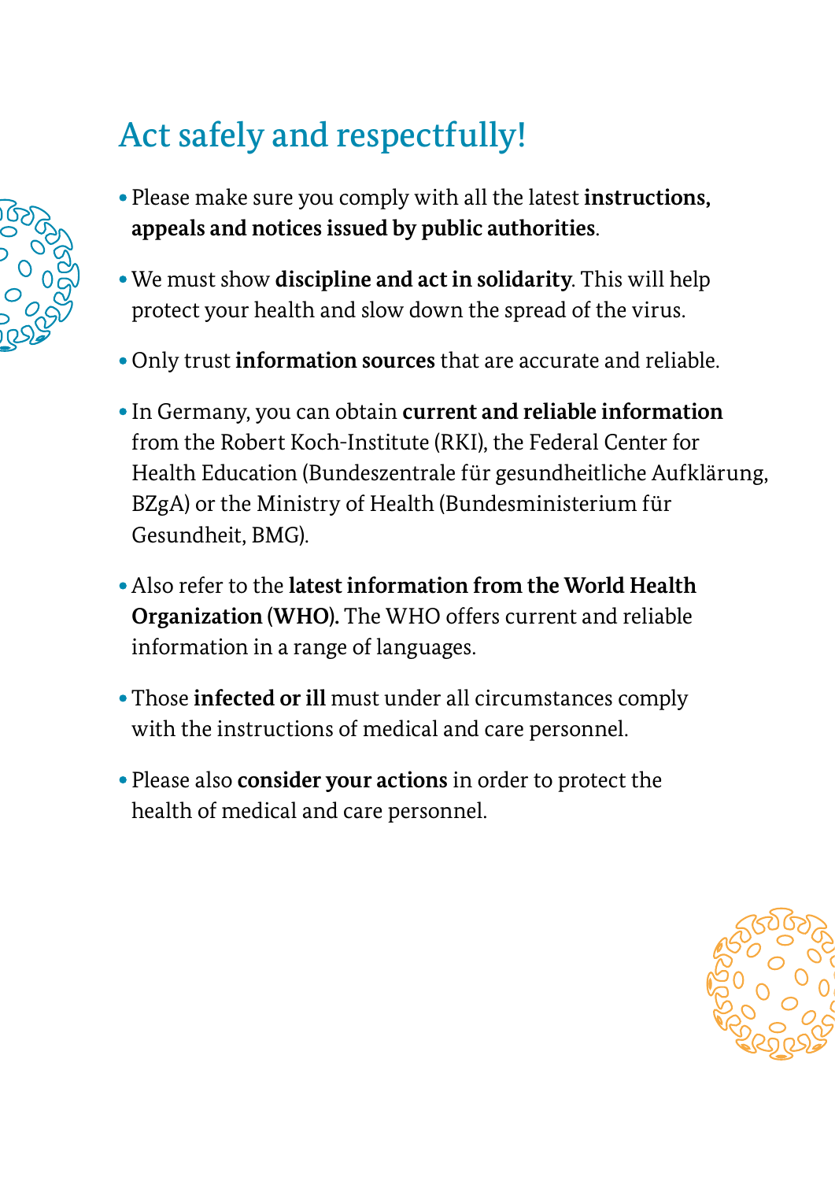# Act safely and respectfully!

- Please make sure you comply with all the latest **instructions, appeals and notices issued by public authorities**.
- We must show **discipline and act in solidarity**. This will help protect your health and slow down the spread of the virus.
- Only trust **information sources** that are accurate and reliable.
- In Germany, you can obtain **current and reliable information** from the Robert Koch-Institute (RKI), the Federal Center for Health Education (Bundeszentrale für gesundheitliche Aufklärung, BZgA) or the Ministry of Health (Bundesministerium für Gesundheit, BMG).
- Also refer to the **latest information from the World Health Organization (WHO).** The WHO offers current and reliable information in a range of languages.
- Those **infected or ill** must under all circumstances comply with the instructions of medical and care personnel.
- Please also **consider your actions** in order to protect the health of medical and care personnel.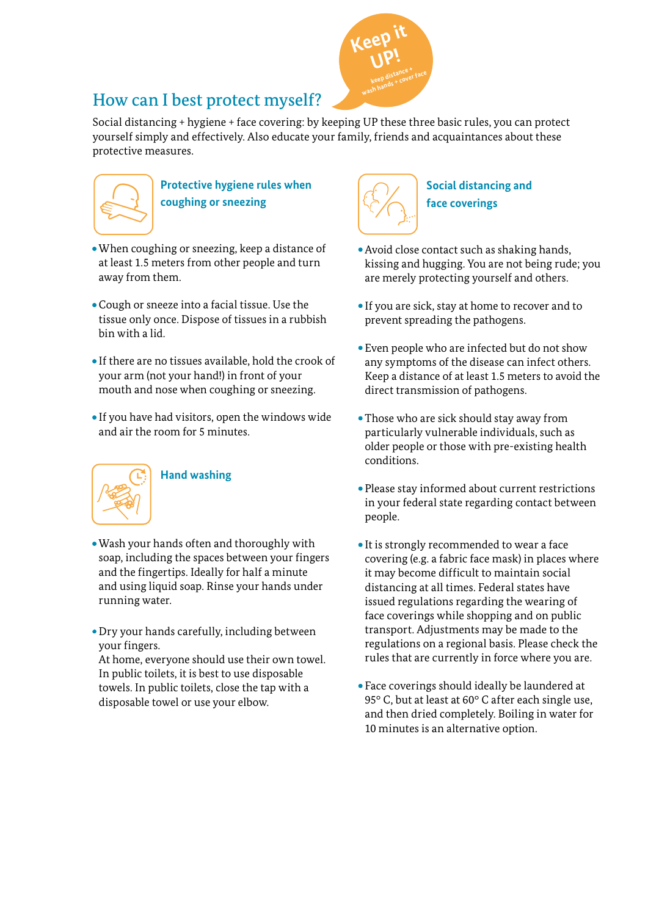Keep it UP!

keep distance + wash hands + cover face

## How can I best protect myself?

Social distancing + hygiene + face covering: by keeping UP these three basic rules, you can protect yourself simply and effectively. Also educate your family, friends and acquaintances about these protective measures.

### Protective hygiene rules when coughing or sneezing

- When coughing or sneezing, keep a distance of at least 1.5 meters from other people and turn away from them.
- Cough or sneeze into a facial tissue. Use the tissue only once. Dispose of tissues in a rubbish bin with a lid.
- If there are no tissues available, hold the crook of your arm (not your hand!) in front of your mouth and nose when coughing or sneezing.
- If you have had visitors, open the windows wide and air the room for 5 minutes.

### Hand washing

- Wash your hands often and thoroughly with soap, including the spaces between your fingers and the fingertips. Ideally for half a minute and using liquid soap. Rinse your hands under running water.
- Dry your hands carefully, including between your fingers.
  At home, everyone should use their own towel. In public toilets, it is best to use disposable towels. In public toilets, close the tap with a disposable towel or use your elbow.

### Social distancing and face coverings

- Avoid close contact such as shaking hands, kissing and hugging. You are not being rude; you are merely protecting yourself and others.
- If you are sick, stay at home to recover and to prevent spreading the pathogens.
- Even people who are infected but do not show any symptoms of the disease can infect others. Keep a distance of at least 1.5 meters to avoid the direct transmission of pathogens.
- Those who are sick should stay away from particularly vulnerable individuals, such as older people or those with pre-existing health conditions.
- Please stay informed about current restrictions in your federal state regarding contact between people.
- It is strongly recommended to wear a face covering (e.g. a fabric face mask) in places where it may become difficult to maintain social distancing at all times. Federal states have issued regulations regarding the wearing of face coverings while shopping and on public transport. Adjustments may be made to the regulations on a regional basis. Please check the rules that are currently in force where you are.
- Face coverings should ideally be laundered at 95° C, but at least at 60° C after each single use, and then dried completely. Boiling in water for 10 minutes is an alternative option.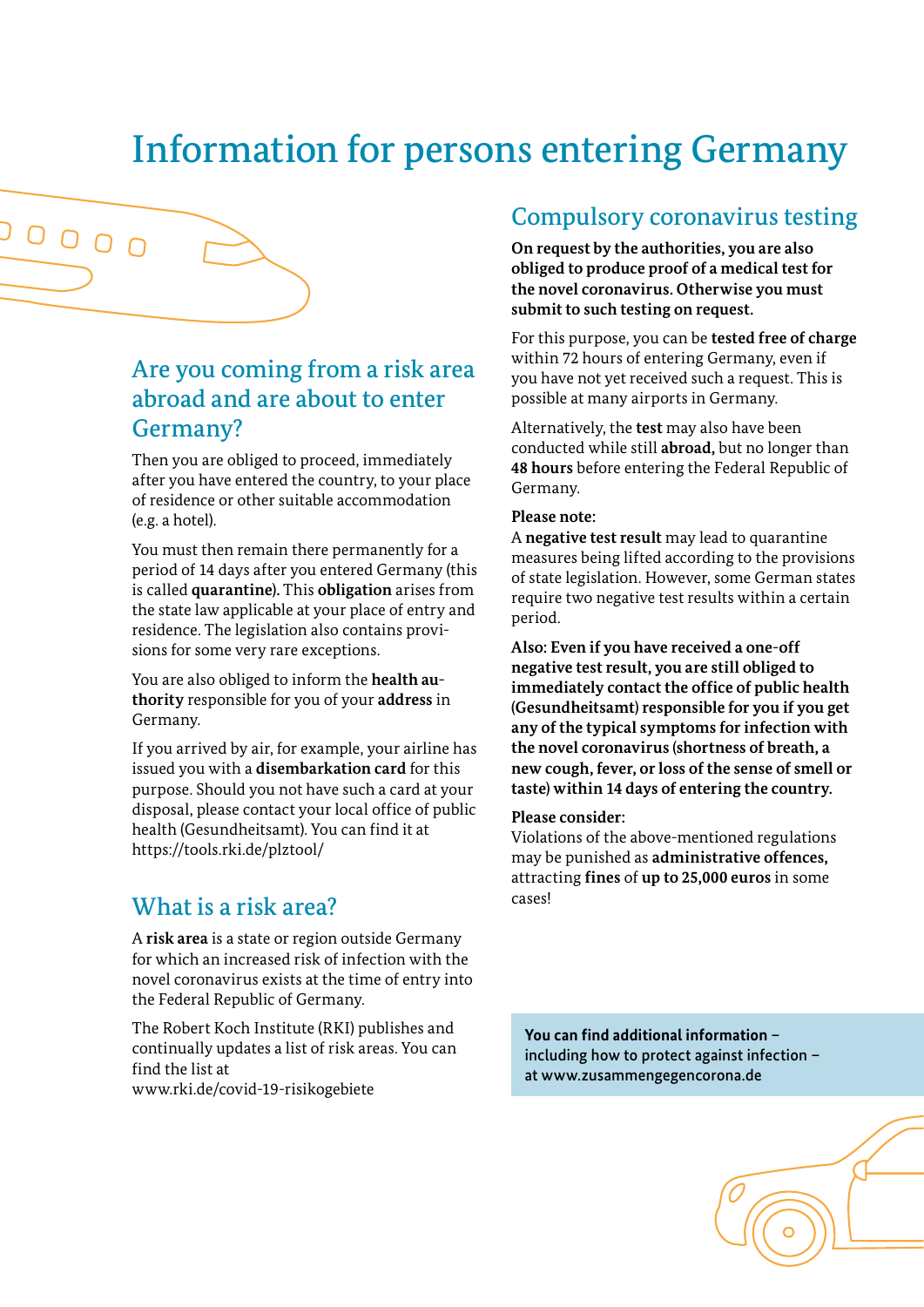# Information for persons entering Germany

## Are you coming from a risk area abroad and are about to enter Germany?

Then you are obliged to proceed, immediately after you have entered the country, to your place of residence or other suitable accommodation (e.g. a hotel).

You must then remain there permanently for a period of 14 days after you entered Germany (this is called **quarantine).** This **obligation** arises from the state law applicable at your place of entry and residence. The legislation also contains provisions for some very rare exceptions.

You are also obliged to inform the **health authority** responsible for you of your **address** in Germany.

If you arrived by air, for example, your airline has issued you with a **disembarkation card** for this purpose. Should you not have such a card at your disposal, please contact your local office of public health (Gesundheitsamt). You can find it at https://tools.rki.de/plztool/

## What is a risk area?

A **risk area** is a state or region outside Germany for which an increased risk of infection with the novel coronavirus exists at the time of entry into the Federal Republic of Germany.

The Robert Koch Institute (RKI) publishes and continually updates a list of risk areas. You can find the list at www.rki.de/covid-19-risikogebiete

## Compulsory coronavirus testing

**On request by the authorities, you are also obliged to produce proof of a medical test for the novel coronavirus. Otherwise you must submit to such testing on request.**

For this purpose, you can be **tested free of charge** within 72 hours of entering Germany, even if you have not yet received such a request. This is possible at many airports in Germany.

Alternatively, the **test** may also have been conducted while still **abroad,** but no longer than **48 hours** before entering the Federal Republic of Germany.

**Please note:**
A **negative test result** may lead to quarantine measures being lifted according to the provisions of state legislation. However, some German states require two negative test results within a certain period.

**Also: Even if you have received a one-off negative test result, you are still obliged to immediately contact the office of public health (Gesundheitsamt) responsible for you if you get any of the typical symptoms for infection with the novel coronavirus (shortness of breath, a new cough, fever, or loss of the sense of smell or taste) within 14 days of entering the country.**

**Please consider:**
Violations of the above-mentioned regulations may be punished as **administrative offences,** attracting **fines** of **up to 25,000 euros** in some cases!

**You can find additional information – including how to protect against infection – at www.zusammengegencorona.de**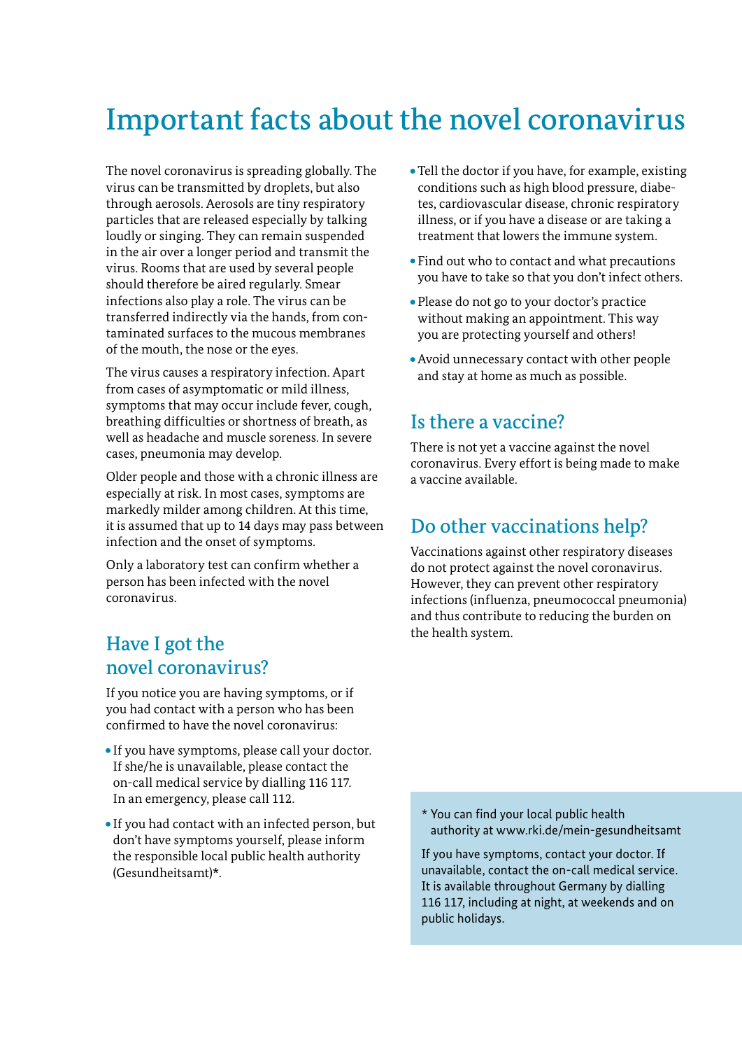# Important facts about the novel coronavirus

The novel coronavirus is spreading globally. The virus can be transmitted by droplets, but also through aerosols. Aerosols are tiny respiratory particles that are released especially by talking loudly or singing. They can remain suspended in the air over a longer period and transmit the virus. Rooms that are used by several people should therefore be aired regularly. Smear infections also play a role. The virus can be transferred indirectly via the hands, from contaminated surfaces to the mucous membranes of the mouth, the nose or the eyes.

The virus causes a respiratory infection. Apart from cases of asymptomatic or mild illness, symptoms that may occur include fever, cough, breathing difficulties or shortness of breath, as well as headache and muscle soreness. In severe cases, pneumonia may develop.

Older people and those with a chronic illness are especially at risk. In most cases, symptoms are markedly milder among children. At this time, it is assumed that up to 14 days may pass between infection and the onset of symptoms.

Only a laboratory test can confirm whether a person has been infected with the novel coronavirus.

## Have I got the novel coronavirus?

If you notice you are having symptoms, or if you had contact with a person who has been confirmed to have the novel coronavirus:

- If you have symptoms, please call your doctor. If she/he is unavailable, please contact the on-call medical service by dialling 116 117. In an emergency, please call 112.
- If you had contact with an infected person, but don't have symptoms yourself, please inform the responsible local public health authority (Gesundheitsamt)*.
- Tell the doctor if you have, for example, existing conditions such as high blood pressure, diabetes, cardiovascular disease, chronic respiratory illness, or if you have a disease or are taking a treatment that lowers the immune system.
- Find out who to contact and what precautions you have to take so that you don't infect others.
- Please do not go to your doctor's practice without making an appointment. This way you are protecting yourself and others!
- Avoid unnecessary contact with other people and stay at home as much as possible.

## Is there a vaccine?

There is not yet a vaccine against the novel coronavirus. Every effort is being made to make a vaccine available.

## Do other vaccinations help?

Vaccinations against other respiratory diseases do not protect against the novel coronavirus. However, they can prevent other respiratory infections (influenza, pneumococcal pneumonia) and thus contribute to reducing the burden on the health system.

\* You can find your local public health authority at www.rki.de/mein-gesundheitsamt

If you have symptoms, contact your doctor. If unavailable, contact the on-call medical service. It is available throughout Germany by dialling 116 117, including at night, at weekends and on public holidays.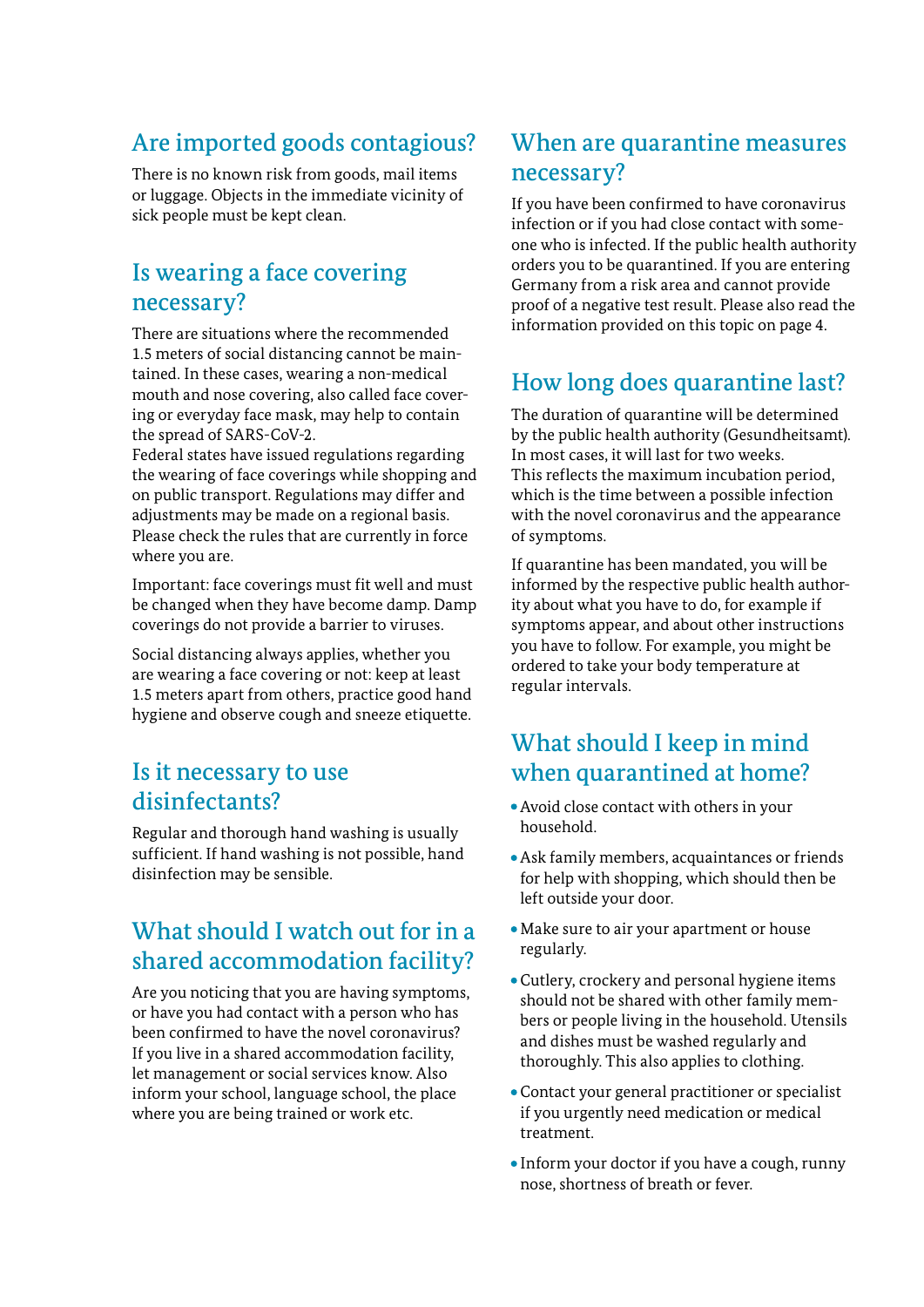## Are imported goods contagious?

There is no known risk from goods, mail items or luggage. Objects in the immediate vicinity of sick people must be kept clean.

## Is wearing a face covering necessary?

There are situations where the recommended 1.5 meters of social distancing cannot be maintained. In these cases, wearing a non-medical mouth and nose covering, also called face covering or everyday face mask, may help to contain the spread of SARS-CoV-2.
Federal states have issued regulations regarding the wearing of face coverings while shopping and on public transport. Regulations may differ and adjustments may be made on a regional basis. Please check the rules that are currently in force where you are.

Important: face coverings must fit well and must be changed when they have become damp. Damp coverings do not provide a barrier to viruses.

Social distancing always applies, whether you are wearing a face covering or not: keep at least 1.5 meters apart from others, practice good hand hygiene and observe cough and sneeze etiquette.

## Is it necessary to use disinfectants?

Regular and thorough hand washing is usually sufficient. If hand washing is not possible, hand disinfection may be sensible.

## What should I watch out for in a shared accommodation facility?

Are you noticing that you are having symptoms, or have you had contact with a person who has been confirmed to have the novel coronavirus? If you live in a shared accommodation facility, let management or social services know. Also inform your school, language school, the place where you are being trained or work etc.

## When are quarantine measures necessary?

If you have been confirmed to have coronavirus infection or if you had close contact with someone who is infected. If the public health authority orders you to be quarantined. If you are entering Germany from a risk area and cannot provide proof of a negative test result. Please also read the information provided on this topic on page 4.

## How long does quarantine last?

The duration of quarantine will be determined by the public health authority (Gesundheitsamt). In most cases, it will last for two weeks. This reflects the maximum incubation period, which is the time between a possible infection with the novel coronavirus and the appearance of symptoms.

If quarantine has been mandated, you will be informed by the respective public health authority about what you have to do, for example if symptoms appear, and about other instructions you have to follow. For example, you might be ordered to take your body temperature at regular intervals.

## What should I keep in mind when quarantined at home?

- Avoid close contact with others in your household.
- Ask family members, acquaintances or friends for help with shopping, which should then be left outside your door.
- Make sure to air your apartment or house regularly.
- Cutlery, crockery and personal hygiene items should not be shared with other family members or people living in the household. Utensils and dishes must be washed regularly and thoroughly. This also applies to clothing.
- Contact your general practitioner or specialist if you urgently need medication or medical treatment.
- Inform your doctor if you have a cough, runny nose, shortness of breath or fever.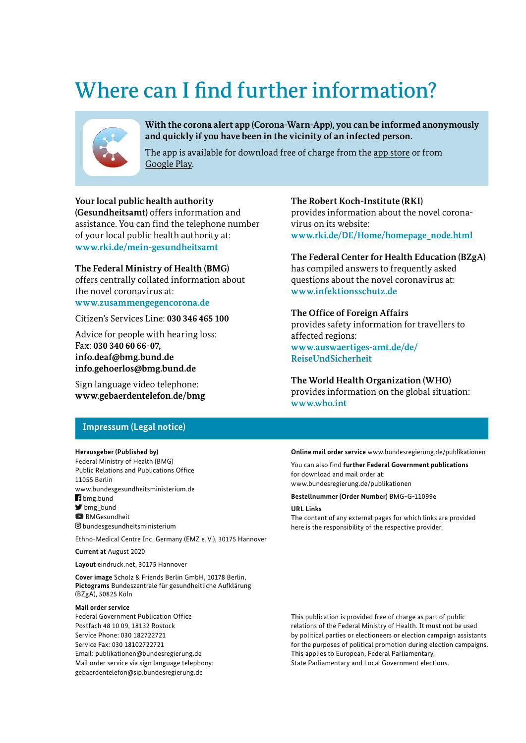# Where can I find further information?

**With the corona alert app (Corona-Warn-App), you can be informed anonymously and quickly if you have been in the vicinity of an infected person.**

The app is available for download free of charge from the app store or from Google Play.

**Your local public health authority (Gesundheitsamt)** offers information and assistance. You can find the telephone number of your local public health authority at:
www.rki.de/mein-gesundheitsamt

**The Federal Ministry of Health (BMG)**
offers centrally collated information about the novel coronavirus at:
www.zusammengegencorona.de

Citizen's Services Line: **030 346 465 100**

Advice for people with hearing loss:
Fax: **030 340 60 66-07,**
**info.deaf@bmg.bund.de**
**info.gehoerlos@bmg.bund.de**

Sign language video telephone:
**www.gebaerdentelefon.de/bmg**

**The Robert Koch-Institute (RKI)**
provides information about the novel coronavirus on its website:
www.rki.de/DE/Home/homepage_node.html

**The Federal Center for Health Education (BZgA)**
has compiled answers to frequently asked questions about the novel coronavirus at:
www.infektionsschutz.de

**The Office of Foreign Affairs**
provides safety information for travellers to affected regions:
www.auswaertiges-amt.de/de/ReiseUndSicherheit

**The World Health Organization (WHO)**
provides information on the global situation:
www.who.int

## Impressum (Legal notice)

**Herausgeber (Published by)**
Federal Ministry of Health (BMG)
Public Relations and Publications Office
11055 Berlin
www.bundesgesundheitsministerium.de
bmg.bund
bmg_bund
BMGesundheit
bundesgesundheitsministerium

Ethno-Medical Centre Inc. Germany (EMZ e. V.), 30175 Hannover

**Current at** August 2020

**Layout** eindruck.net, 30175 Hannover

**Cover image** Scholz & Friends Berlin GmbH, 10178 Berlin,
**Pictograms** Bundeszentrale für gesundheitliche Aufklärung (BZgA), 50825 Köln

**Mail order service**
Federal Government Publication Office
Postfach 48 10 09, 18132 Rostock
Service Phone: 030 182722721
Service Fax: 030 18102722721
Email: publikationen@bundesregierung.de
Mail order service via sign language telephony:
gebaerdentelefon@sip.bundesregierung.de

**Online mail order service** www.bundesregierung.de/publikationen

You can also find **further Federal Government publications** for download and mail order at:
www.bundesregierung.de/publikationen

**Bestellnummer (Order Number)** BMG-G-11099e

**URL Links**
The content of any external pages for which links are provided here is the responsibility of the respective provider.

This publication is provided free of charge as part of public relations of the Federal Ministry of Health. It must not be used by political parties or electioneers or election campaign assistants for the purposes of political promotion during election campaigns. This applies to European, Federal Parliamentary, State Parliamentary and Local Government elections.